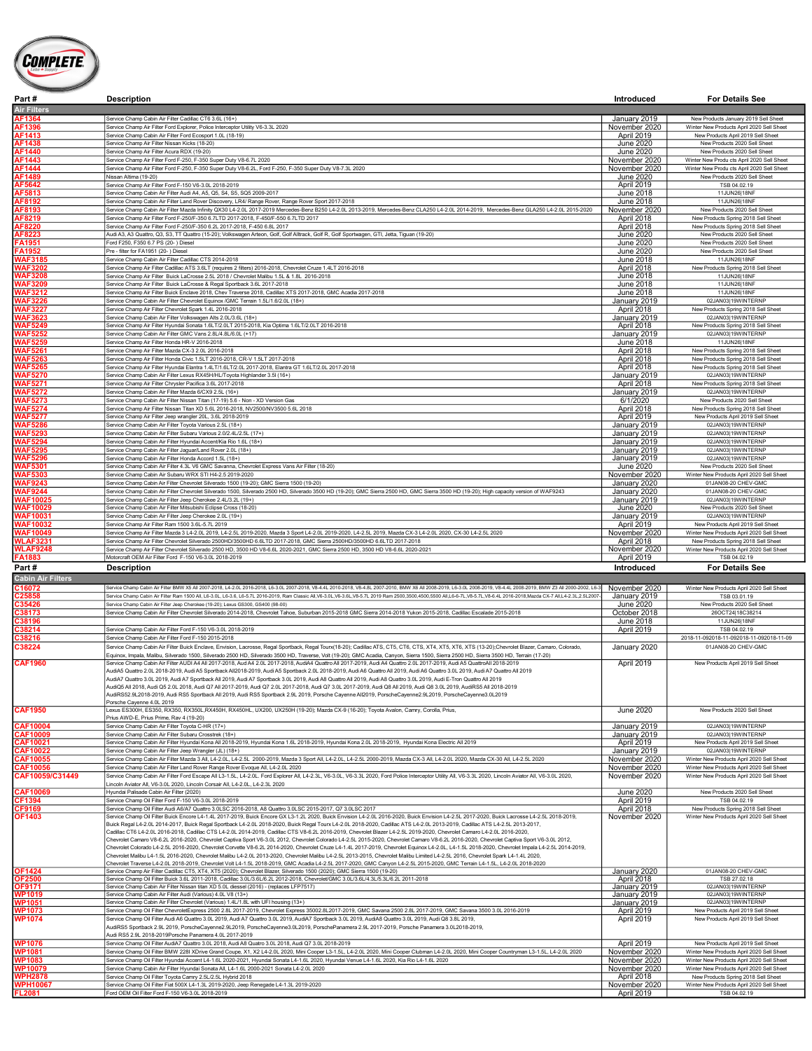| Part # | Description | Introduced | For Details See |
|---|---|---|---|
| **Air Filters** | | | |
| AF1364 | Service Champ Cabin Air Filter Cadillac CT6 3.6L (16+) | January 2019 | New Products January 2019 Sell Sheet |
| AF1396 | Service Champ Air Filter Ford Explorer, Police Interceptor Utility V6-3.3L 2020 | November 2020 | Winter New Products April 2020 Sell Sheet |
| AF1413 | Service Champ Air Filter Ford Ecosport 1.0L (18-19) | April 2019 | New Products April 2019 Sell Sheet |
| AF1438 | Service Champ Air Filter Nissan Kicks (18-20) | June 2020 | New Products 2020 Sell Sheet |
| AF1440 | Service Champ Air Filter Acura RDX (19-20) | June 2020 | New Products 2020 Sell Sheet |
| AF1443 | Service Champ Air Filter Ford F-250, F-350 Super Duty V8-6.7L 2020 | November 2020 | Winter New Produ cts April 2020 Sell Sheet |
| AF1444 | Service Champ Air Filter Ford F-250, F-350 Super Duty V8-6.2L, Ford F-250, F-350 Super Duty V8-7.3L 2020 | November 2020 | Winter New Produ cts April 2020 Sell Sheet |
| AF1489 | Nissan Altima (19-20) | June 2020 | New Products 2020 Sell Sheet |
| AF5642 | Service Champ Air Filter Ford F-150 V6-3.0L 2018-2019 | April 2019 | TSB 04.02.19 |
| AF5813 | Service Champ Cabin Air Filter Audi A4, A5, Q5, S4, S5, SQ5 2009-2017 | June 2018 | 11JUN26\|18NF |
| AF8192 | Service Champ Cabin Air Filter Land Rover Discovery, LR4/ Range Rover, Range Rover Sport 2017-2018 | June 2018 | 11JUN26\|18NF |
| AF8193 | Service Champ Cabin Air Filter Mazda Infinity QX30 L4-2.0L 2017-2019 Mercedes-Benz B250 L4-2.0L 2013-2019, Mercedes-Benz CLA250 L4-2.0L 2014-2019, Mercedes-Benz GLA250 L4-2.0L 2015-2020 | November 2020 | New Products 2020 Sell Sheet |
| AF8219 | Service Champ Air Filter Ford F-250/F-350 6.7LTD 2017-2018, F-450/F-550 6.7LTD 2017 | April 2018 | New Products Spring 2018 Sell Sheet |
| AF8220 | Service Champ Air Filter Ford F-250/F-350 6.2L 2017-2018, F-450 6.8L 2017 | April 2018 | New Products Spring 2018 Sell Sheet |
| AF8223 | Audi A3, A3 Quattro, Q3, S3, TT Quattro (15-20); Volkswagen Arteon, Golf, Golf Alltrack, Golf R, Golf Sportwagen, GTI, Jetta, Tiguan (19-20) | June 2020 | New Products 2020 Sell Sheet |
| FA1951 | Ford F250, F350 6.7 PS (20- ) Diesel | June 2020 | New Products 2020 Sell Sheet |
| FA1952 | Pre - filter for FA1951 (20- ) Diesel | June 2020 | New Products 2020 Sell Sheet |
| WAF3185 | Service Champ Cabin Air Filter Cadillac CTS 2014-2018 | June 2018 | 11JUN26\|18NF |
| WAF3202 | Service Champ Cabin Air Filter Cadillac ATS 3.6LT (requires 2 filters) 2016-2018, Chevrolet Cruze 1.4LT 2016-2018 | April 2018 | New Products Spring 2018 Sell Sheet |
| WAF3208 | Service Champ Air Filter Buick LaCrosse 2.5L 2018 / Chevrolet Malibu 1.5L & 1.8L 2016-2018 | June 2018 | 11JUN26\|18NF |
| WAF3209 | Service Champ Air Filter Buick LaCrosse & Regal Sportback 3.6L 2017-2018 | June 2018 | 11JUN26\|18NF |
| WAF3212 | Service Champ Cabin Air Filter Buick Enclave 2018, Chev Traverse 2018, Cadillac XTS 2017-2018, GMC Acadia 2017-2018 | June 2018 | 11JUN26\|18NF |
| WAF3226 | Service Champ Cabin Air Filter Chevrolet Equinox /GMC Terrain 1.5L/1.6/2.0L (18+) | January 2019 | 02JAN03\|19WINTERNP |
| WAF3227 | Service Champ Air Filter Chevrolet Spark 1.4L 2016-2018 | April 2018 | New Products Spring 2018 Sell Sheet |
| WAF3623 | Service Champ Air Filter Volkswagen Alts 2.0L/3.6L (18+) | January 2019 | 02JAN03\|19WINTERNP |
| WAF5249 | Service Champ Air Filter Hyundai Sonata 1.6LT/2.0LT 2015-2018, Kia Optima 1.6LT/2.0LT 2016-2018 | April 2018 | New Products Spring 2018 Sell Sheet |
| WAF5252 | Service Champ Cabin Air Filter GMC Vans 2.8L/4.8L/6.0L (+17) | January 2019 | 02JAN03\|19WINTERNP |
| WAF5259 | Service Champ Air Filter Honda HR-V 2016-2018 | June 2018 | 11JUN26\|18NF |
| WAF5261 | Service Champ Air Filter Mazda CX-3 2.0L 2016-2018 | April 2018 | New Products Spring 2018 Sell Sheet |
| WAF5263 | Service Champ Air Filter Honda Civic 1.5LT 2016-2018, CR-V 1.5LT 2017-2018 | April 2018 | New Products Spring 2018 Sell Sheet |
| WAF5265 | Service Champ Air Filter Hyundai Elantra 1.4LT/1.6LT/2.0L 2017-2018, Elantra GT 1.6LT/2.0L 2017-2018 | April 2018 | New Products Spring 2018 Sell Sheet |
| WAF5270 | Service Champ Cabin Air Filter Lexus RX45H/HL/Toyota Highlander 3.5l (16+) | January 2019 | 02JAN03\|19WINTERNP |
| WAF5271 | Service Champ Air Filter Chrysler Pacifica 3.6L 2017-2018 | April 2018 | New Products Spring 2018 Sell Sheet |
| WAF5272 | Service Champ Cabin Air Filter Mazda 6/CX9 2.5L (16+) | January 2019 | 02JAN03\|19WINTERNP |
| WAF5273 | Service Champ Cabin Air Filter Nissan Titan (17-19) 5.6 - Non - XD Version Gas | 6/1/2020 | New Products 2020 Sell Sheet |
| WAF5274 | Service Champ Air Filter Nissan Titan XD 5.6L 2016-2018, NV2500/NV3500 5.6L 2018 | April 2018 | New Products Spring 2018 Sell Sheet |
| WAF5277 | Service Champ Air Filter Jeep wrangler 20L, 3.6L 2018-2019 | April 2019 | New Products April 2019 Sell Sheet |
| WAF5286 | Service Champ Cabin Air Filter Toyota Various 2.5L (18+) | January 2019 | 02JAN03\|19WINTERNP |
| WAF5293 | Service Champ Cabin Air Filter Subaru Various 2.0/2.4L/2.5L (17+) | January 2019 | 02JAN03\|19WINTERNP |
| WAF5294 | Service Champ Cabin Air Filter Hyundai Accent/Kia Rio 1.6L (18+) | January 2019 | 02JAN03\|19WINTERNP |
| WAF5295 | Service Champ Cabin Air Filter Jaguar/Land Rover 2.0L (18+) | January 2019 | 02JAN03\|19WINTERNP |
| WAF5296 | Service Champ Cabin Air Filter Honda Accord 1.5L (18+) | January 2019 | 02JAN03\|19WINTERNP |
| WAF5301 | Service Champ Cabin Air Filter 4.3L V6 GMC Savanna, Chevrolet Express Vans Air Filter (18-20) | June 2020 | New Products 2020 Sell Sheet |
| WAF5303 | Service Champ Air Filter Subaru WRX STI H4-2.5 2019-2020 | November 2020 | Winter New Products April 2020 Sell Sheet |
| WAF9243 | Service Champ Cabin Air Filter Chevrolet Silverado 1500 (19-20); GMC Sierra 1500 (19-20) | January 2020 | 01JAN08-20 CHEV-GMC |
| WAF9244 | Service Champ Cabin Air Filter Chevrolet Silverado 1500, Silverado 2500 HD, Silverado 3500 HD (19-20); GMC Sierra 2500 HD, GMC Sierra 3500 HD (19-20); High capacity version of WAF9243 | January 2020 | 01JAN08-20 CHEV-GMC |
| WAF10025 | Service Champ Cabin Air Filter Jeep Cherokee 2.4L/3.2L (19+) | January 2019 | 02JAN03\|19WINTERNP |
| WAF10029 | Service Champ Cabin Air Filter Mitsubishi Eclipse Cross (18-20) | June 2020 | New Products 2020 Sell Sheet |
| WAF10031 | Service Champ Cabin Air Filter Jeep Cherokee 2.0L (19+) | January 2019 | 02JAN03\|19WINTERNP |
| WAF10032 | Service Champ Air Filter Ram 1500 3.6L-5.7L 2019 | April 2019 | New Products April 2019 Sell Sheet |
| WAF10049 | Service Champ Air Filter Mazda 3 L4-2.0L 2019, L4-2.5L 2019-2020, Mazda 3 Sport L4-2.0L 2019-2020, L4-2.5L 2019, Mazda CX-3 L4-2.0L 2020, CX-30 L4-2.5L 2020 | November 2020 | Winter New Products April 2020 Sell Sheet |
| WLAF3231 | Service Champ Air Filter Chevrolet Silverado 2500HD/3500HD 6.6LTD 2017-2018, GMC Sierra 2500HD/3500HD 6.6LTD 2017-2018 | April 2018 | New Products Spring 2018 Sell Sheet |
| WLAF9248 | Service Champ Air Filter Chevrolet Silverado 2500 HD, 3500 HD V8-6.6L 2020-2021, GMC Sierra 2500 HD, 3500 HD V8-6.6L 2020-2021 | November 2020 | Winter New Products April 2020 Sell Sheet |
| FA1883 | Motorcraft OEM Air Filter Ford F-150 V6-3.0L 2018-2019 | April 2019 | TSB 04.02.19 |

| Part # | Description | Introduced | For Details See |
|---|---|---|---|
| **Cabin Air Filters** | | | |
| C16072 | Service Champ Cabin Air Filter BMW X5 All 2007-2018, L4-2.0L 2016-2018, L6-3.0L 2007-2018, V8-4.4L 2010-2018, V8-4.8L 2007-2010, BMW X6 All 2008-2019, L6-3.0L 2008-2019, V8-4.4L 2008-2019, BMW Z3 All 2000-2002, L6-3 | November 2020 | Winter New Products April 2020 Sell Sheet |
| C25858 | Service Champ Cabin Air Filter Ram 1500 All, L6-3.0L, L6-3.6, L6-5.7L 2016-2019, Ram Classic All,V6-3.0L,V6-3.6L,V8-5.7L 2019 Ram 2500,3500,4500,5500 All,L6-6-7L,V8-5.7L,V8-6.4L 2016-2018,Mazda CX-7 All,L4-2.3L 2.5L2007- | January 2019 | TSB 03.01.19 |
| C35426 | Service Champ Cabin Air Filter Jeep Cherokee (19-20); Lexus GS300, GS400 (98-00) | June 2020 | New Products 2020 Sell Sheet |
| C38173 | Service Champ Cabin Air Filter Chevrolet Silverado 2014-2018, Chevrolet Tahoe, Suburban 2015-2018 GMC Sierra 2014-2018 Yukon 2015-2018, Cadillac Escalade 2015-2018 | October 2018 | 26OCT24\|18C38214 |
| C38196 | | June 2018 | 11JUN26\|18NF |
| C38214 | Service Champ Cabin Air Filter Ford F-150 V6-3.0L 2018-2019 | April 2019 | TSB 04.02.19 |
| C38216 | Service Champ Cabin Air Filter Ford F-150 2015-2018 | | 2018-11-092018-11-092018-11-092018-11-09 |
| C38224 | Service Champ Cabin Air Filter Buick Enclave, Envision, Lacrosse, Regal Sportback, Regal Tourx(18-20); Cadillac ATS, CT5, CT6, CTS, XT4, XT5, XT6, XTS (13-20);Chevrolet Blazer, Camaro, Colorado, Equinox, Impala, Malibu, Silverado 1500, Silverado 2500 HD, Silverado 3500 HD, Traverse, Volt (19-20); GMC Acadia, Canyon, Sierra 1500, Sierra 2500 HD, Sierra 3500 HD, Terrain (17-20) | January 2020 | 01JAN08-20 CHEV-GMC |
| CAF1960 | Service Champ Cabin Air Filter AUDI A4 All 2017-2018, Aud A4 2.0L 2017-2018, AudiA4 Quattro All 2017-2019, Audi A4 Quattro 2.0L 2017-2019, Audi A5 QuattroAll 2018-2019 AudiA5 Quattro 2.0L 2018-2019, Audi A5 SportbackAll2018-2019, Audi A5 Sportback 2.0L 2018-2019, Audi A6 Quattro All 2019, Audi A6 Quattro 3.0L 2019, Audi A7 Quattro All 2019 AudiA7 Quattro 3.0L 2019, Audi A7 Sportback All 2019, Audi A7 Sportback 3.0L 2019, Audi A8 Quattro All 2019, Audi A8 Quattro 3.0L 2019, Audi E-Tron Quattro All 2019 AudiQ5 All 2018, Audi Q5 2.0L 2018, Audi Q7 All 2017-2019, Audi Q7 2.0L 2017-2018, Audi Q7 3.0L 2017-2019, Audi Q8 All 2019, Audi Q8 3.0L 2019, AudiRS5 All 2018-2019 AudiRS52.9L2018-2019, Audi RS5 Sportback All 2019, Audi RS5 Sportback 2.9L 2019, Porsche Cayenne All2019, PorscheCayenne2.9L2019, PorscheCayenne3.0L2019 Porsche Cayenne 4.0L 2019 | April 2019 | New Products April 2019 Sell Sheet |
| CAF1950 | Lexus ES300H, ES350, RX350, RX350L,RX450H, RX450HL, UX200, UX250H (19-20); Mazda CX-9 (16-20); Toyota Avalon, Camry, Corolla, Prius, Prius AWD-E, Prius Prime, Rav 4 (19-20) | June 2020 | New Products 2020 Sell Sheet |
| CAF10004 | Service Champ Cabin Air Filter Toyota C-HR (17+) | January 2019 | 02JAN03\|19WINTERNP |
| CAF10009 | Service Champ Cabin Air Filter Subaru Crosstrek (18+) | January 2019 | 02JAN03\|19WINTERNP |
| CAF10021 | Service Champ Cabin Air Filter Hyundai Kona All 2018-2019, Hyundai Kona 1.6L 2018-2019, Hyundai Kona 2.0L 2018-2019; Hyundai Kona Electric All 2019 | April 2019 | New Products April 2019 Sell Sheet |
| CAF10022 | Service Champ Cabin Air Filter Jeep Wrangler (JL) (18+) | January 2019 | 02JAN03\|19WINTERNP |
| CAF10055 | Service Champ Cabin Air Filter Mazda 3 All, L4-2.0L, L4-2.5L 2000-2019, Mazda 3 Sport All, L4-2.0L, L4-2.5L 2000-2019, Mazda CX-3 All, L4-2.0L 2020, Mazda CX-30 All, L4-2.5L 2020 | November 2020 | Winter New Products April 2020 Sell Sheet |
| CAF10056 | Service Champ Cabin Air Filter Land Rover Range Rover Evoque All, L4-2.0L 2020 | November 2020 | Winter New Products April 2020 Sell Sheet |
| CAF10059/C31449 | Service Champ Cabin Air Filter Ford Escape All L3-1.5L, L4-2.0L. Ford Explorer All, L4-2.3L, V6-3.0L, V6-3.3L 2020, Ford Police Interceptor Utility All, V6-3.3L 2020, Lincoln Aviator All, V6-3.0L 2020, Lincoln Aviator All, V6-3.0L 2020, Lincoln Corsair All, L4-2.0L, L4-2.3L 2020 | November 2020 | Winter New Products April 2020 Sell Sheet |
| CAF10069 | Hyundai Palisade Cabin Air Filter (2020) | June 2020 | New Products 2020 Sell Sheet |
| CF1394 | Service Champ Oil Filter Ford F-150 V6-3.0L 2018-2019 | April 2019 | TSB 04.02.19 |
| CF9169 | Service Champ Oil Filter Audi A6/A7 Quattro 3.0LSC 2016-2018, A8 Quattro 3.0LSC 2015-2017, Q7 3.0LSC 2017 | April 2018 | New Products Spring 2018 Sell Sheet |
| OF1403 | Service Champ Oil Filter Buick Encore L4-1.4L 2017-2019, Buick Encore GX L3-1.2L 2020, Buick Envision L4-2.0L 2016-2020, Buick Envision L4-2.5L 2017-2020, Buick Lacrosse L4-2.5L 2018-2019, Buick Regal L4-2.0L 2014-2017, Buick Regal Sportback L4-2.0L 2018-2020, Buick Regal Tourx L4-2.0L 2018-2020, Cadillac ATS L4-2.0L 2013-2019, Cadillac ATS L4-2.5L 2013-2017, Cadillac CT6 L4-2.0L 2016-2018, Cadillac CTS L4-2.0L 2014-2019, Cadillac CTS V8-6.2L 2016-2019, Chevrolet Blazer L4-2.5L 2019-2020, Chevrolet Camaro L4-2.0L 2016-2020, Chevrolet Camaro V8-6.2L 2016-2020, Chevrolet Captiva Sport V6-3.0L 2012, Chevrolet Colorado L4-2.5L 2015-2020, Chevrolet Camaro V8-6.2L 2016-2020, Chevrolet Captiva Sport V6-3.0L 2012, Chevrolet Colorado L4-2.5L 2016-2020, Chevrolet Corvette V8-6.2L 2014-2020, Chevrolet Cruze L4-1.4L 2017-2019, Chevrolet Equinox L4-2.0L, L4-1.5L 2018-2020, Chevrolet Impala L4-2.5L 2014-2019, Chevrolet Malibu L4-1.5L 2016-2020, Chevrolet Malibu L4-2.0L 2013-2020, Chevrolet Malibu L4-2.5L 2013-2015, Chevrolet Malibu Limited L4-2.5L 2016, Chevrolet Spark L4-1.4L 2020, Chevrolet Traverse L4-2.0L 2018-2019, Chevrolet Volt L4-1.5L 2018-2019, GMC Acadia L4-2.5L 2017-2020, GMC Canyon L4-2.5L 2015-2020, GMC Terrain L4-1.5L, L4-2.0L 2018-2020 | November 2020 | Winter New Products April 2020 Sell Sheet |
| OF1424 | Service Champ Air Filter Cadillac CT5, XT4, XT5 (2020); Chevrolet Blazer, Silverado 1500 (2020); GMC Sierra 1500 (19-20) | January 2020 | 01JAN08-20 CHEV-GMC |
| OF2500 | Service Champ Oil Filter Buick 3.6L 2011-2018, Cadillac 3.0L/3.6L/6.2L 2012-2018, Chevrolet/GMC 3.0L/4.3L/5.3L/6.2L 2011-2018 | April 2018 | TSB 27.02.18 |
| OF9171 | Service Champ Cabin Air Filter Nissan titan XD 5.0L diessel (2016) - (replaces LFP7517) | January 2019 | 02JAN03\|19WINTERNP |
| WP1019 | Service Champ Cabin Air Filter Audi (Various) 4.0L V8 (13+) | January 2019 | 02JAN03\|19WINTERNP |
| WP1051 | Service Champ Cabin Air Filter Chevrolet (Various) 1.4L/1.8L with UFI housing (13+) | January 2019 | 02JAN03\|19WINTERNP |
| WP1073 | Service Champ Oil Filter ChevroletExpress 2500 2.8L 2017-2019, Chevrolet Express 35002.8L2017-2019, GMC Savana 2500 2.8L 2017-2019, GMC Savana 3500 3.0L 2016-2019 | April 2019 | New Products April 2019 Sell Sheet |
| WP1074 | Service Champ Oil Filter Audi A6 Quattro 3.0L 2019, Audi A7 Quattro 3.0L 2019, AudiA7 Sportback 3.0L 2019, AudiA8 Quattro 3.0L 2019, Audi Q8 3.8L 2019, AudiRS5 Sportback 2.9L 2019, PorscheCayenne2.9L2019, PorscheCayenne3.0L2019, PorschePanamera 2.9L 2019, PorschePanamera 3.0L2018-2019, Audi RS5 2.9L 2018-2019Porsche Panamera 4.0L 2017-2019 | April 2019 | New Products April 2019 Sell Sheet |
| WP1076 | Service Champ Oil Filter AudiA7 Quattro 3.0L 2018, Audi A8 Quattro 3.0L 2018, Audi Q7 3.0L 2018-2019 | April 2019 | New Products April 2019 Sell Sheet |
| WP1081 | Service Champ Oil Filter BMW 228I XDrive Grand Coupe, X1, X2 L4-2.0L 2020, Mini Cooper L3-1.5L, L4-2.0L 2020, Mini Cooper Clubman L4-2.0L 2020, Mini Cooper Countryman L3-1.5L, L4-2.0L 2020 | November 2020 | Winter New Products April 2020 Sell Sheet |
| WP1083 | Service Champ Oil Filter Hyundai Accent L4-1.6L 2020-2021, Hyundai Sonata L4-1.6L 2020, Hyundai Venue L4-1.6L 2020, Kia Rio L4-1.6L 2020 | November 2020 | Winter New Products April 2020 Sell Sheet |
| WP10079 | Service Champ Oil Filter Hyundai Sonata All, L4-1.6L 2000-2021 Sonata L4-2.0L 2020 | November 2020 | Winter New Products April 2020 Sell Sheet |
| WPH2878 | Service Champ Oil Filter Toyota Camry 2.5L/2.5L Hybrid 2018 | April 2018 | New Products Spring 2018 Sell Sheet |
| WPH10067 | Service Champ Oil Filter Fiat 500X L4-1.3L 2019-2020, Jeep Renegade L4-1.3L 2019-2020 | November 2020 | Winter New Products April 2020 Sell Sheet |
| FL2081 | Ford OEM Oil Filter Ford F-150 V6-3.0L 2018-2019 | April 2019 | TSB 04.02.19 |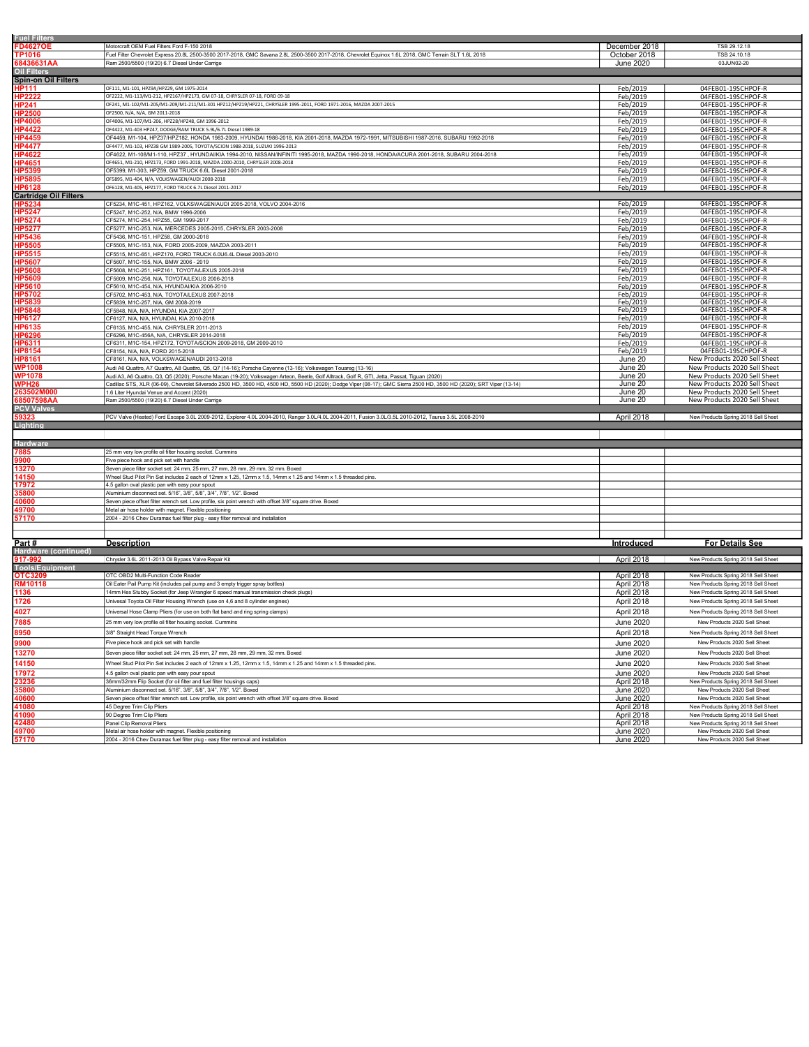| | | | |
|---|---|---|---|
| **Fuel Filters** | | | |
| FD4627OE | Motorcraft OEM Fuel Filters Ford F-150 2018 | December 2018 | TSB 29.12.18 |
| TP1016 | Fuel Filter Chevrolet Express 20.8L 2500-3500 2017-2018, GMC Savana 2.8L 2500-3500 2017-2018, Chevrolet Equinox 1.6L 2018, GMC Terrain SLT 1.6L 2018 | October 2018 | TSB 24.10.18 |
| 68436631AA | Ram 2500/5500 (19/20) 6.7 Diesel Under Carrige | June 2020 | 03JUN02-20 |
| **Oil Filters** | | | |
| **Spin-on Oil Filters** | | | |
| HP111 | OF111, M1-101, HPZ9A/HPZ29, GM 1975-2014 | Feb/2019 | 04FEB01-19SCHPOF-R |
| HP2222 | OF2222, M1-113/M1-212, HPZ167/HPZ173, GM 07-18, CHRYSLER 07-18, FORD 09-18 | Feb/2019 | 04FEB01-19SCHPOF-R |
| HP241 | OF241, M1-102/M1-205/M1-209/M1-211/M1-301 HPZ12/HPZ19/HPZ21, CHRYSLER 1995-2011, FORD 1971-2016, MAZDA 2007-2015 | Feb/2019 | 04FEB01-19SCHPOF-R |
| HP2500 | OF2500, N/A, N/A, GM 2011-2018 | Feb/2019 | 04FEB01-19SCHPOF-R |
| HP4006 | OF4006, M1-107/M1-206, HPZ28/HPZ48, GM 1996-2012 | Feb/2019 | 04FEB01-19SCHPOF-R |
| HP4422 | OF4422, M1-403 HPZ47, DODGE/RAM TRUCK 5.9L/6.7L Diesel 1989-18 | Feb/2019 | 04FEB01-19SCHPOF-R |
| HP4459 | OF4459, M1-104, HPZ37/HPZ182, HONDA 1983-2009, HYUNDAI 1986-2018, KIA 2001-2018, MAZDA 1972-1991, MITSUBISHI 1987-2016, SUBARU 1992-2018 | Feb/2019 | 04FEB01-19SCHPOF-R |
| HP4477 | OF4477, M1-103, HPZ38 GM 1989-2005, TOYOTA/SCION 1988-2018, SUZUKI 1996-2013 | Feb/2019 | 04FEB01-19SCHPOF-R |
| HP4622 | OF4622, M1-108/M1-110, HPZ37 , HYUNDAI/KIA 1994-2010, NISSAN/INFINITI 1995-2018, MAZDA 1990-2018, HONDA/ACURA 2001-2018, SUBARU 2004-2018 | Feb/2019 | 04FEB01-19SCHPOF-R |
| HP4651 | OF4651, M1-210, HPZ173, FORD 1991-2018, MAZDA 2000-2010, CHRYSLER 2008-2018 | Feb/2019 | 04FEB01-19SCHPOF-R |
| HP5399 | OF5399, M1-303, HPZ59, GM TRUCK 6.6L Diesel 2001-2018 | Feb/2019 | 04FEB01-19SCHPOF-R |
| HP5895 | OF5895, M1-404, N/A, VOLKSWAGEN/AUDI 2008-2018 | Feb/2019 | 04FEB01-19SCHPOF-R |
| HP6128 | OF6128, M1-405, HPZ177, FORD TRUCK 6.7L Diesel 2011-2017 | Feb/2019 | 04FEB01-19SCHPOF-R |
| **Cartridge Oil Filters** | | | |
| HP5234 | CF5234, M1C-451, HPZ162, VOLKSWAGEN/AUDI 2005-2018, VOLVO 2004-2016 | Feb/2019 | 04FEB01-19SCHPOF-R |
| HP5247 | CF5247, M1C-252, N/A, BMW 1996-2006 | Feb/2019 | 04FEB01-19SCHPOF-R |
| HP5274 | CF5274, M1C-254, HPZ55, GM 1999-2017 | Feb/2019 | 04FEB01-19SCHPOF-R |
| HP5277 | CF5277, M1C-253, N/A, MERCEDES 2005-2015, CHRYSLER 2003-2008 | Feb/2019 | 04FEB01-19SCHPOF-R |
| HP5436 | CF5436, M1C-151, HPZ58, GM 2000-2018 | Feb/2019 | 04FEB01-19SCHPOF-R |
| HP5505 | CF5505, M1C-153, N/A, FORD 2005-2009, MAZDA 2003-2011 | Feb/2019 | 04FEB01-19SCHPOF-R |
| HP5515 | CF5515, M1C-651, HPZ170, FORD TRUCK 6.0U6.4L Diesel 2003-2010 | Feb/2019 | 04FEB01-19SCHPOF-R |
| HP5607 | CF5607, M1C-155, N/A, BMW 2006 - 2019 | Feb/2019 | 04FEB01-19SCHPOF-R |
| HP5608 | CF5608, M1C-251, HPZ161, TOYOTA/LEXUS 2005-2018 | Feb/2019 | 04FEB01-19SCHPOF-R |
| HP5609 | CF5609, M1C-256, N/A, TOYOTA/LEXUS 2006-2018 | Feb/2019 | 04FEB01-19SCHPOF-R |
| HP5610 | CF5610, M1C-454, N/A, HYUNDAI/KIA 2006-2010 | Feb/2019 | 04FEB01-19SCHPOF-R |
| HP5702 | CF5702, M1C-453, N/A, TOYOTA/LEXUS 2007-2018 | Feb/2019 | 04FEB01-19SCHPOF-R |
| HP5839 | CF5839, M1C-257, N/A, GM 2008-2019 | Feb/2019 | 04FEB01-19SCHPOF-R |
| HP5848 | CF5848, N/A, N/A, HYUNDAI, KIA 2007-2017 | Feb/2019 | 04FEB01-19SCHPOF-R |
| HP6127 | CF6127, N/A, N/A, HYUNDAI, KIA 2010-2018 | Feb/2019 | 04FEB01-19SCHPOF-R |
| HP6135 | CF6135, M1C-455, N/A, CHRYSLER 2011-2013 | Feb/2019 | 04FEB01-19SCHPOF-R |
| HP6296 | CF6296, M1C-456A, N/A, CHRYSLER 2014-2018 | Feb/2019 | 04FEB01-19SCHPOF-R |
| HP6311 | CF6311, M1C-154, HPZ172, TOYOTA/SCION 2009-2018, GM 2009-2010 | Feb/2019 | 04FEB01-19SCHPOF-R |
| HP8154 | CF8154, N/A, N/A, FORD 2015-2018 | Feb/2019 | 04FEB01-19SCHPOF-R |
| HP8161 | CF8161, N/A, N/A, VOLKSWAGEN/AUDI 2013-2018 | June 20 | New Products 2020 Sell Sheet |
| WP1008 | Audi A6 Quattro, A7 Quattro, A8 Quattro, Q5, Q7 (14-16); Porsche Cayenne (13-16); Volkswagen Touareg (13-16) | June 20 | New Products 2020 Sell Sheet |
| WP1078 | Audi A3, A6 Quattro, Q3, Q5 (2020); Porsche Macan (19-20); Volkswagen Arteon, Beetle, Golf Alltrack, Golf R, GTI, Jetta, Passat, Tiguan (2020) | June 20 | New Products 2020 Sell Sheet |
| WPH26 | Cadillac STS, XLR (06-09), Chevrolet Silverado 2500 HD, 3500 HD, 4500 HD, 5500 HD (2020); Dodge Viper (08-17); GMC Sierra 2500 HD, 3500 HD (2020); SRT Viper (14-14) | June 20 | New Products 2020 Sell Sheet |
| 263502M000 | 1.6 Liter Hyundai Venue and Accent (2020) | June 20 | New Products 2020 Sell Sheet |
| 68507598AA | Ram 2500/5500 (19/20) 6.7 Diesel Under Carrige | June 20 | New Products 2020 Sell Sheet |
| **PCV Valves** | | | |
| 59323 | PCV Valve (Heated) Ford Escape 3.0L 2009-2012, Explorer 4.0L 2004-2010, Ranger 3.0L/4.0L 2004-2011, Fusion 3.0L/3.5L 2010-2012, Taurus 3.5L 2008-2010 | April 2018 | New Products Spring 2018 Sell Sheet |
| **Lighting** | | | |
| | | | |
| **Hardware** | | | |
| 7885 | 25 mm very low profile oil filter housing socket. Cummins | | |
| 9900 | Five piece hook and pick set with handle | | |
| 13270 | Seven piece filter socket set: 24 mm, 25 mm, 27 mm, 28 mm, 29 mm, 32 mm. Boxed | | |
| 14150 | Wheel Stud Pilot Pin Set includes 2 each of 12mm x 1.25, 12mm x 1.5, 14mm x 1.25 and 14mm x 1.5 threaded pins. | | |
| 17972 | 4.5 gallon oval plastic pan with easy pour spout | | |
| 35800 | Aluminium disconnect set. 5/16", 3/8", 5/8", 3/4", 7/8", 1/2". Boxed | | |
| 40600 | Seven piece offset filter wrench set. Low profile, six point wrench with offset 3/8" square drive. Boxed | | |
| 49700 | Metal air hose holder with magnet. Flexible positioning | | |
| 57170 | 2004 - 2016 Chev Duramax fuel filter plug - easy filter removal and installation | | |
| | | | |
| **Part #** | **Description** | **Introduced** | **For Details See** |
| **Hardware (continued)** | | | |
| 917-992 | Chrysler 3.6L 2011-2013 Oil Bypass Valve Repair Kit | April 2018 | New Products Spring 2018 Sell Sheet |
| **Tools/Equipment** | | | |
| OTC3209 | OTC OBD2 Multi-Function Code Reader | April 2018 | New Products Spring 2018 Sell Sheet |
| RM10118 | Oil Eater Pail Pump Kit (includes pail pump and 3 empty trigger spray bottles) | April 2018 | New Products Spring 2018 Sell Sheet |
| 1136 | 14mm Hex Stubby Socket (for Jeep Wrangler 6 speed manual transmission check plugs) | April 2018 | New Products Spring 2018 Sell Sheet |
| 1726 | Univesal Toyota Oil Filter Housing Wrench (use on 4,6 and 8 cylinder engines) | April 2018 | New Products Spring 2018 Sell Sheet |
| 4027 | Universal Hose Clamp Pliers (for use on both flat band and ring spring clamps) | April 2018 | New Products Spring 2018 Sell Sheet |
| 7885 | 25 mm very low profile oil filter housing socket. Cummins | June 2020 | New Products 2020 Sell Sheet |
| 8950 | 3/8" Straight Head Torque Wrench | April 2018 | New Products Spring 2018 Sell Sheet |
| 9900 | Five piece hook and pick set with handle | June 2020 | New Products 2020 Sell Sheet |
| 13270 | Seven piece filter socket set: 24 mm, 25 mm, 27 mm, 28 mm, 29 mm, 32 mm. Boxed | June 2020 | New Products 2020 Sell Sheet |
| 14150 | Wheel Stud Pilot Pin Set includes 2 each of 12mm x 1.25, 12mm x 1.5, 14mm x 1.25 and 14mm x 1.5 threaded pins. | June 2020 | New Products 2020 Sell Sheet |
| 17972 | 4.5 gallon oval plastic pan with easy pour spout | June 2020 | New Products 2020 Sell Sheet |
| 23236 | 36mm/32mm Flip Socket (for oil filter and fuel filter housings caps) | April 2018 | New Products Spring 2018 Sell Sheet |
| 35800 | Aluminium disconnect set. 5/16", 3/8", 5/8", 3/4", 7/8", 1/2". Boxed | June 2020 | New Products 2020 Sell Sheet |
| 40600 | Seven piece offset filter wrench set. Low profile, six point wrench with offset 3/8" square drive. Boxed | June 2020 | New Products 2020 Sell Sheet |
| 41080 | 45 Degree Trim Clip Pliers | April 2018 | New Products Spring 2018 Sell Sheet |
| 41090 | 90 Degree Trim Clip Pliers | April 2018 | New Products Spring 2018 Sell Sheet |
| 42480 | Panel Clip Removal Pliers | April 2018 | New Products Spring 2018 Sell Sheet |
| 49700 | Metal air hose holder with magnet. Flexible positioning | June 2020 | New Products 2020 Sell Sheet |
| 57170 | 2004 - 2016 Chev Duramax fuel filter plug - easy filter removal and installation | June 2020 | New Products 2020 Sell Sheet |